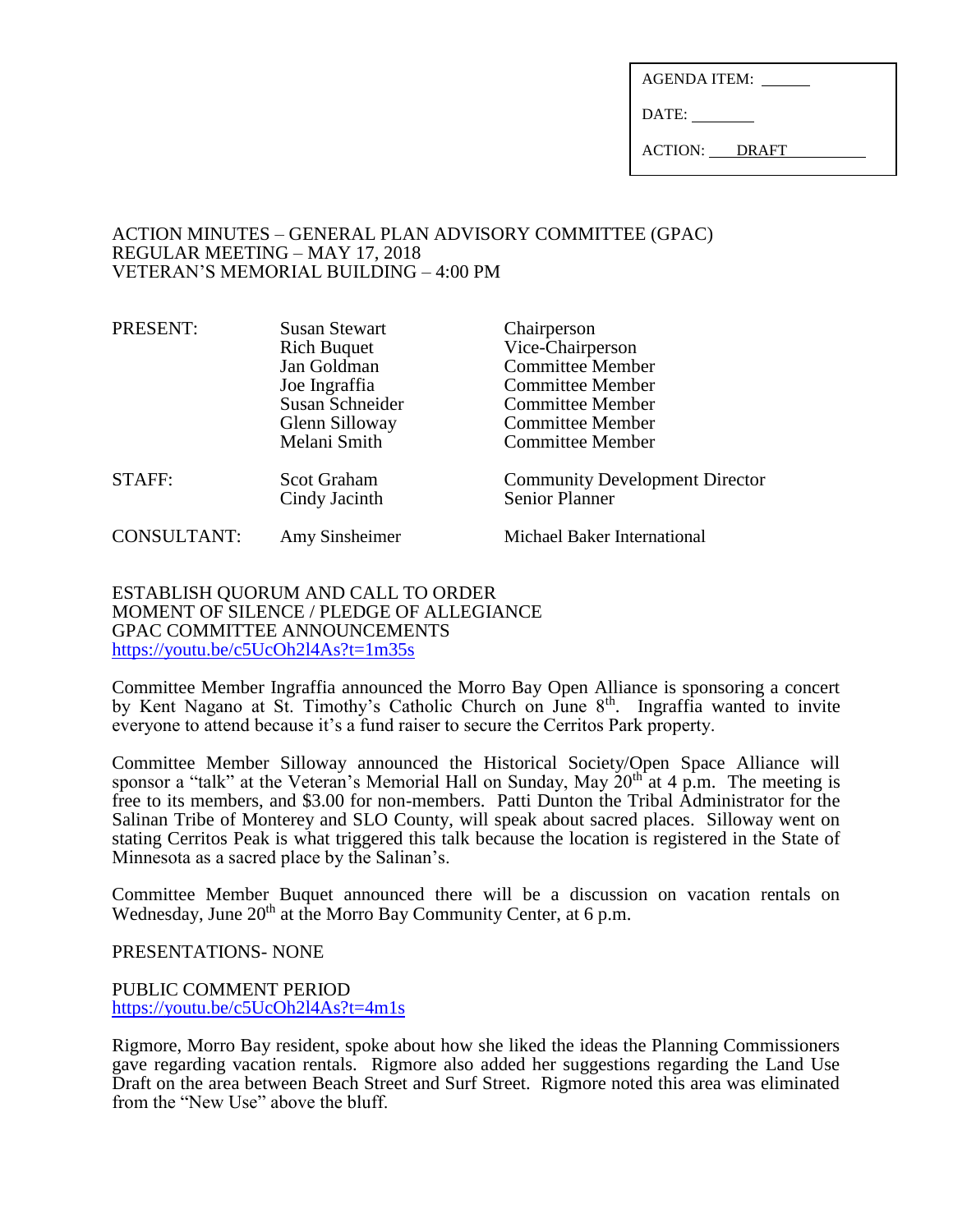| AGENDA ITEM: |
|---|
| DATE: |
| ACTION: DRAFT |

ACTION MINUTES – GENERAL PLAN ADVISORY COMMITTEE (GPAC)
REGULAR MEETING – MAY 17, 2018
VETERAN'S MEMORIAL BUILDING – 4:00 PM

| | | |
|---|---|---|
| PRESENT: | Susan Stewart | Chairperson |
| | Rich Buquet | Vice-Chairperson |
| | Jan Goldman | Committee Member |
| | Joe Ingraffia | Committee Member |
| | Susan Schneider | Committee Member |
| | Glenn Silloway | Committee Member |
| | Melani Smith | Committee Member |
| STAFF: | Scot Graham | Community Development Director |
| | Cindy Jacinth | Senior Planner |
| CONSULTANT: | Amy Sinsheimer | Michael Baker International |

ESTABLISH QUORUM AND CALL TO ORDER
MOMENT OF SILENCE / PLEDGE OF ALLEGIANCE
GPAC COMMITTEE ANNOUNCEMENTS
https://youtu.be/c5UcOh2l4As?t=1m35s

Committee Member Ingraffia announced the Morro Bay Open Alliance is sponsoring a concert by Kent Nagano at St. Timothy's Catholic Church on June 8th. Ingraffia wanted to invite everyone to attend because it's a fund raiser to secure the Cerritos Park property.

Committee Member Silloway announced the Historical Society/Open Space Alliance will sponsor a "talk" at the Veteran's Memorial Hall on Sunday, May 20th at 4 p.m. The meeting is free to its members, and $3.00 for non-members. Patti Dunton the Tribal Administrator for the Salinan Tribe of Monterey and SLO County, will speak about sacred places. Silloway went on stating Cerritos Peak is what triggered this talk because the location is registered in the State of Minnesota as a sacred place by the Salinan's.

Committee Member Buquet announced there will be a discussion on vacation rentals on Wednesday, June 20th at the Morro Bay Community Center, at 6 p.m.

PRESENTATIONS- NONE

PUBLIC COMMENT PERIOD
https://youtu.be/c5UcOh2l4As?t=4m1s

Rigmore, Morro Bay resident, spoke about how she liked the ideas the Planning Commissioners gave regarding vacation rentals. Rigmore also added her suggestions regarding the Land Use Draft on the area between Beach Street and Surf Street. Rigmore noted this area was eliminated from the "New Use" above the bluff.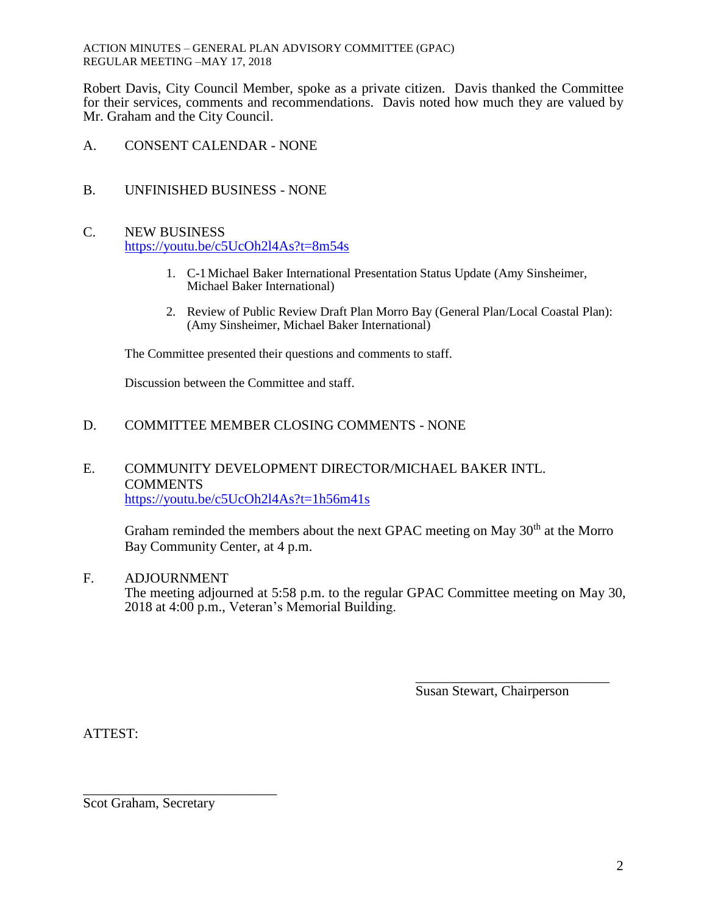Robert Davis, City Council Member, spoke as a private citizen. Davis thanked the Committee for their services, comments and recommendations. Davis noted how much they are valued by Mr. Graham and the City Council.

A. CONSENT CALENDAR - NONE

B. UNFINISHED BUSINESS - NONE

C. NEW BUSINESS
https://youtu.be/c5UcOh2l4As?t=8m54s

1. C-1 Michael Baker International Presentation Status Update (Amy Sinsheimer, Michael Baker International)

2. Review of Public Review Draft Plan Morro Bay (General Plan/Local Coastal Plan): (Amy Sinsheimer, Michael Baker International)

The Committee presented their questions and comments to staff.

Discussion between the Committee and staff.

D. COMMITTEE MEMBER CLOSING COMMENTS - NONE

E. COMMUNITY DEVELOPMENT DIRECTOR/MICHAEL BAKER INTL. COMMENTS
https://youtu.be/c5UcOh2l4As?t=1h56m41s

Graham reminded the members about the next GPAC meeting on May 30th at the Morro Bay Community Center, at 4 p.m.

F. ADJOURNMENT
The meeting adjourned at 5:58 p.m. to the regular GPAC Committee meeting on May 30, 2018 at 4:00 p.m., Veteran's Memorial Building.

\_\_\_\_\_\_\_\_\_\_\_\_\_\_\_\_\_\_\_\_\_\_\_\_\_\_\_\_
Susan Stewart, Chairperson

ATTEST:

\_\_\_\_\_\_\_\_\_\_\_\_\_\_\_\_\_\_\_\_\_\_\_\_\_\_\_\_
Scot Graham, Secretary